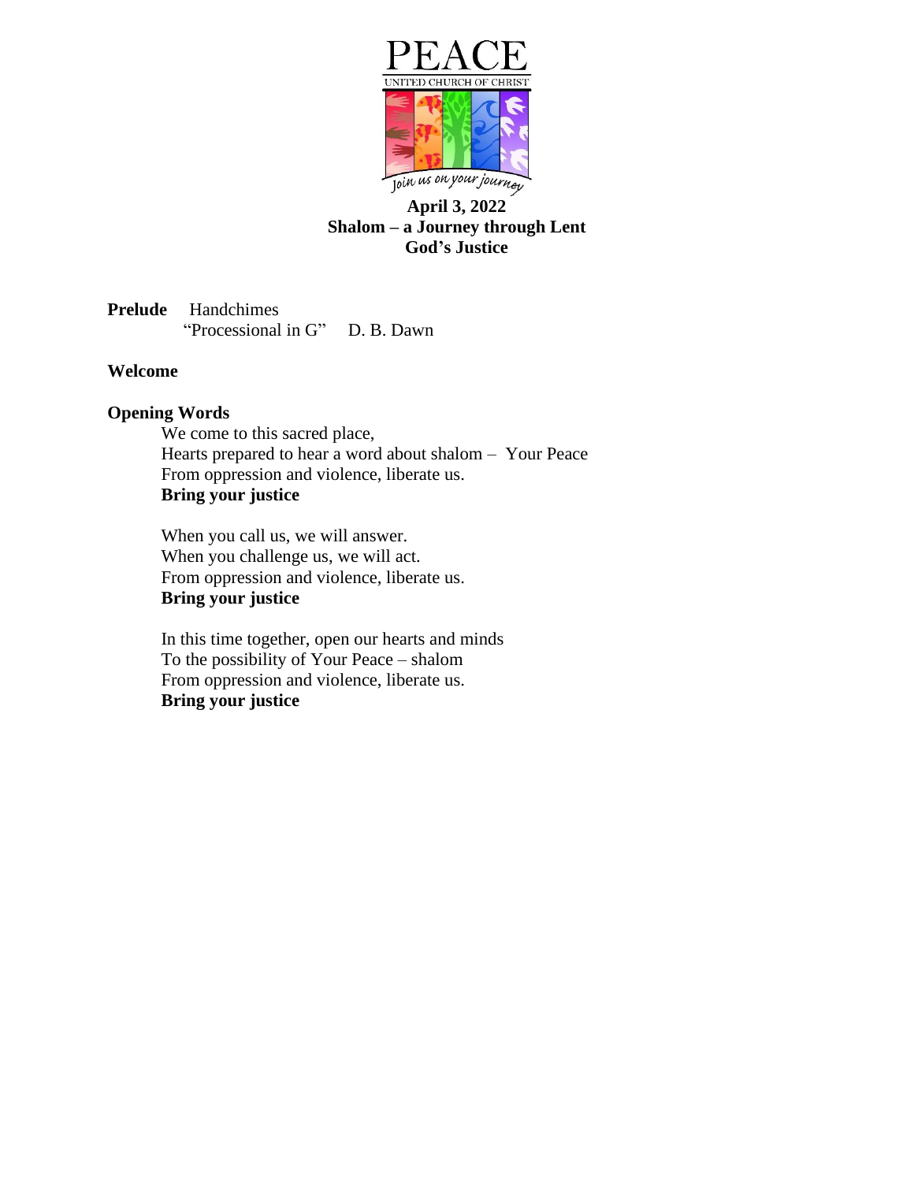PEACE

UNITED CHURCH OF CHRIST

Join us on your journey

**April 3, 2022**
**Shalom – a Journey through Lent**
**God's Justice**

**Prelude** Handchimes
"Processional in G" D. B. Dawn

**Welcome**

**Opening Words**

We come to this sacred place,
Hearts prepared to hear a word about shalom – Your Peace
From oppression and violence, liberate us.
**Bring your justice**

When you call us, we will answer.
When you challenge us, we will act.
From oppression and violence, liberate us.
**Bring your justice**

In this time together, open our hearts and minds
To the possibility of Your Peace – shalom
From oppression and violence, liberate us.
**Bring your justice**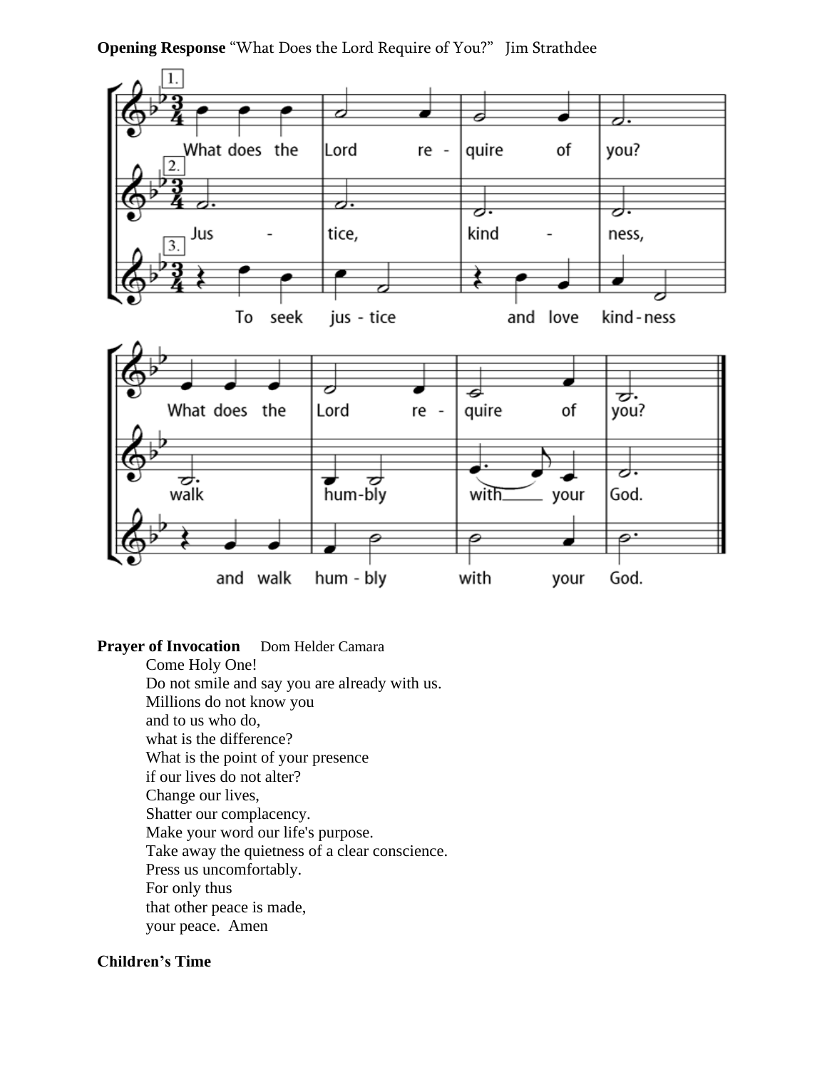**Opening Response** “What Does the Lord Require of You?” Jim Strathdee

**Prayer of Invocation** Dom Helder Camara

Come Holy One!
Do not smile and say you are already with us.
Millions do not know you
and to us who do,
what is the difference?
What is the point of your presence
if our lives do not alter?
Change our lives,
Shatter our complacency.
Make your word our life's purpose.
Take away the quietness of a clear conscience.
Press us uncomfortably.
For only thus
that other peace is made,
your peace. Amen

**Children’s Time**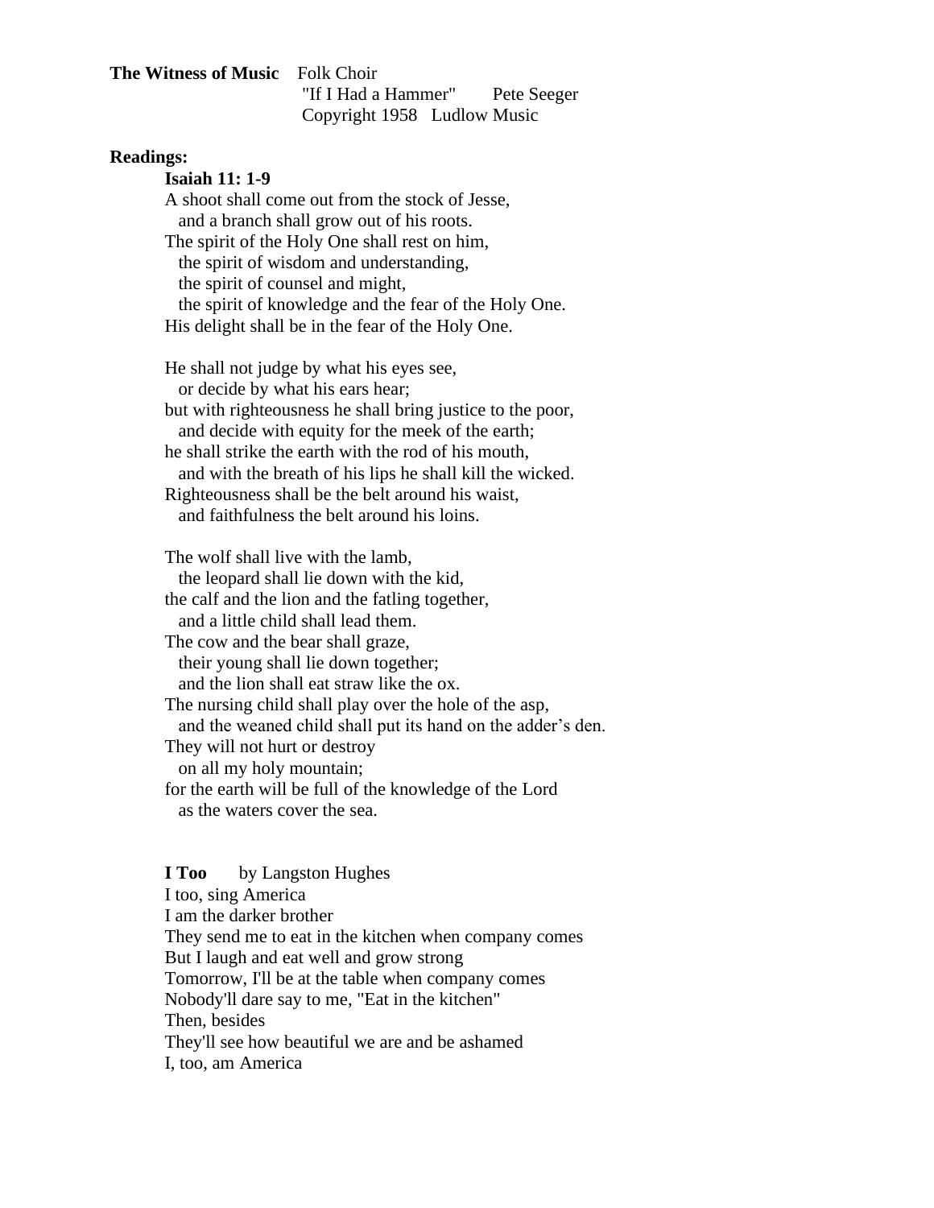**The Witness of Music** Folk Choir

"If I Had a Hammer" Pete Seeger

Copyright 1958 Ludlow Music

**Readings:**

**Isaiah 11: 1-9**

A shoot shall come out from the stock of Jesse,
  and a branch shall grow out of his roots.
The spirit of the Holy One shall rest on him,
  the spirit of wisdom and understanding,
  the spirit of counsel and might,
  the spirit of knowledge and the fear of the Holy One.
His delight shall be in the fear of the Holy One.

He shall not judge by what his eyes see,
  or decide by what his ears hear;
but with righteousness he shall bring justice to the poor,
  and decide with equity for the meek of the earth;
he shall strike the earth with the rod of his mouth,
  and with the breath of his lips he shall kill the wicked.
Righteousness shall be the belt around his waist,
  and faithfulness the belt around his loins.

The wolf shall live with the lamb,
  the leopard shall lie down with the kid,
the calf and the lion and the fatling together,
  and a little child shall lead them.
The cow and the bear shall graze,
  their young shall lie down together;
  and the lion shall eat straw like the ox.
The nursing child shall play over the hole of the asp,
  and the weaned child shall put its hand on the adder's den.
They will not hurt or destroy
  on all my holy mountain;
for the earth will be full of the knowledge of the Lord
  as the waters cover the sea.

**I Too** by Langston Hughes

I too, sing America
I am the darker brother
They send me to eat in the kitchen when company comes
But I laugh and eat well and grow strong
Tomorrow, I'll be at the table when company comes
Nobody'll dare say to me, "Eat in the kitchen"
Then, besides
They'll see how beautiful we are and be ashamed
I, too, am America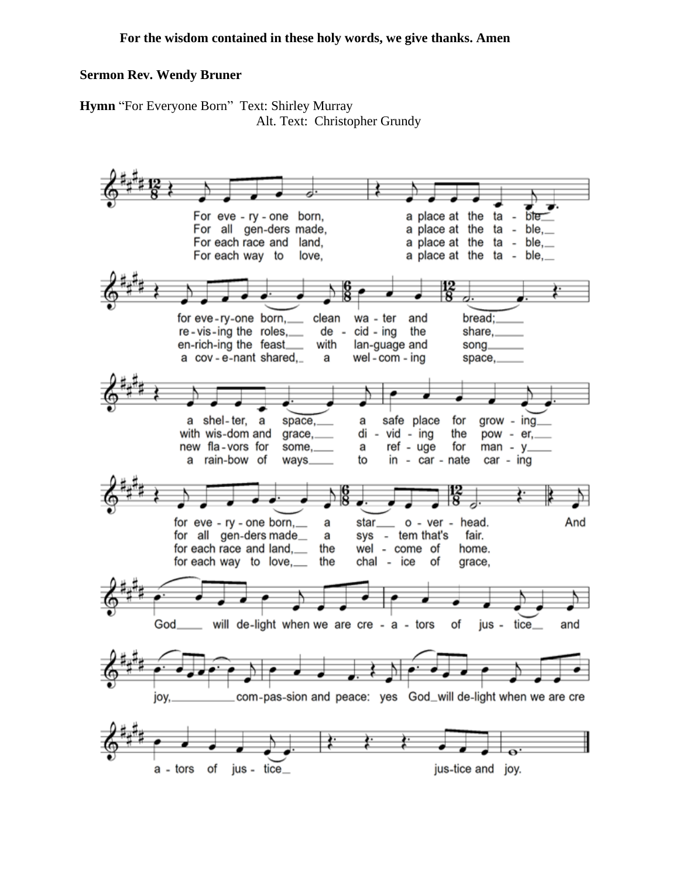**For the wisdom contained in these holy words, we give thanks. Amen**

**Sermon Rev. Wendy Bruner**

**Hymn** "For Everyone Born" Text: Shirley Murray
Alt. Text: Christopher Grundy

For eve - ry - one born, a place at the ta - ble
for eve - ry - one born, clean wa - ter and bread;
a shel - ter, a space, a safe place for grow - ing
for eve - ry - one born, a star o - ver - head.

For all gen - ders made, a place at the ta - ble,
re - vis - ing the roles, de - cid - ing the share,
with wis - dom and grace, di - vid - ing the pow - er,
for all gen - ders made a sys - tem that's fair.

For each race and land, a place at the ta - ble,
en - rich - ing the feast with lan - guage and song
new fla - vors for some, a ref - uge for man - y
for each race and land, the wel - come of home.

For each way to love, a place at the ta - ble,
a cov - e - nant shared, a wel - com - ing space,
a rain - bow of ways to in - car - nate car - ing
for each way to love, the chal - ice of grace,

And God will de - light when we are cre - a - tors of jus - tice and joy, com - pas - sion and peace: yes God will de - light when we are cre - a - tors of jus - tice jus - tice and joy.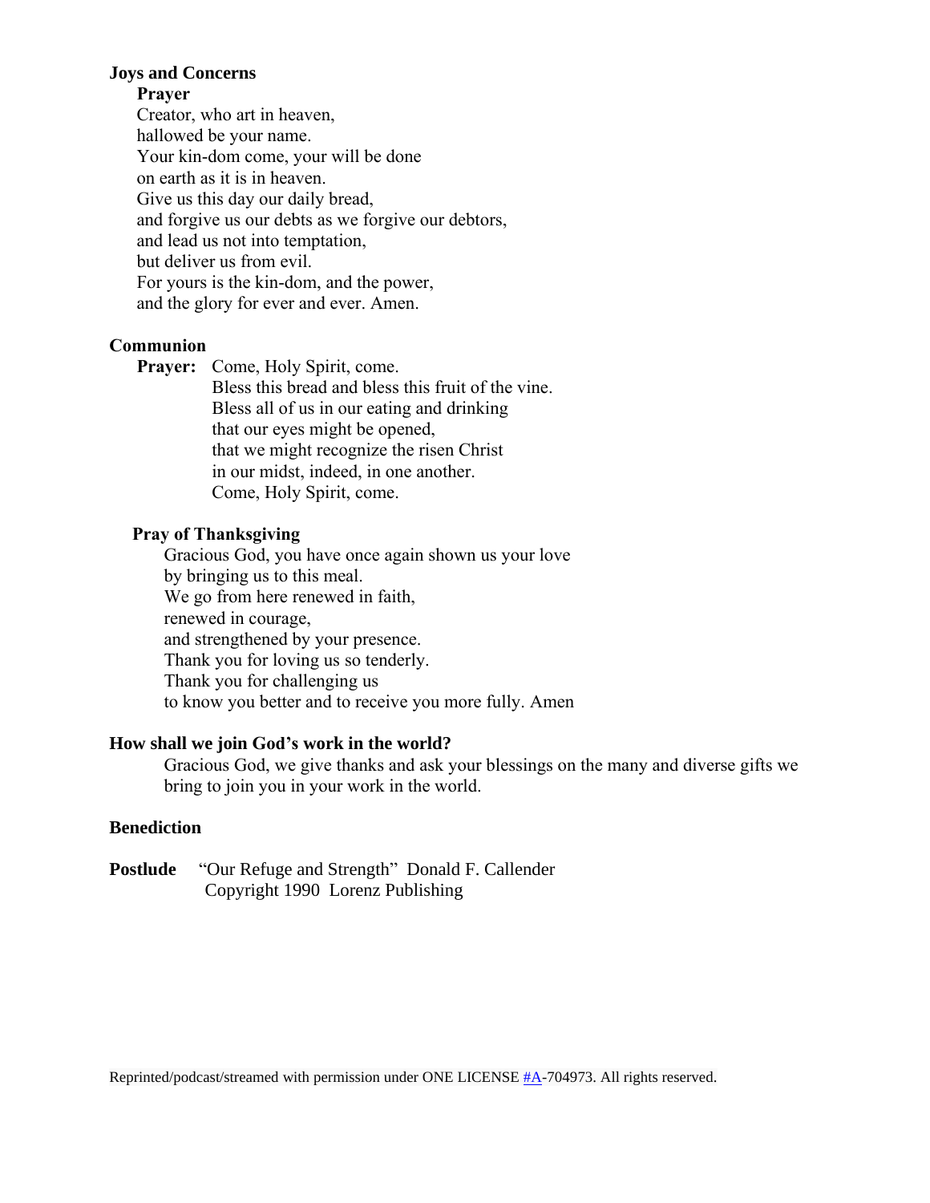**Joys and Concerns**

**Prayer**

Creator, who art in heaven,
hallowed be your name.
Your kin-dom come, your will be done
on earth as it is in heaven.
Give us this day our daily bread,
and forgive us our debts as we forgive our debtors,
and lead us not into temptation,
but deliver us from evil.
For yours is the kin-dom, and the power,
and the glory for ever and ever. Amen.

**Communion**

**Prayer:** Come, Holy Spirit, come.
Bless this bread and bless this fruit of the vine.
Bless all of us in our eating and drinking
that our eyes might be opened,
that we might recognize the risen Christ
in our midst, indeed, in one another.
Come, Holy Spirit, come.

**Pray of Thanksgiving**

Gracious God, you have once again shown us your love
by bringing us to this meal.
We go from here renewed in faith,
renewed in courage,
and strengthened by your presence.
Thank you for loving us so tenderly.
Thank you for challenging us
to know you better and to receive you more fully. Amen

**How shall we join God's work in the world?**

Gracious God, we give thanks and ask your blessings on the many and diverse gifts we bring to join you in your work in the world.

**Benediction**

**Postlude** "Our Refuge and Strength" Donald F. Callender
Copyright 1990 Lorenz Publishing

Reprinted/podcast/streamed with permission under ONE LICENSE #A-704973. All rights reserved.